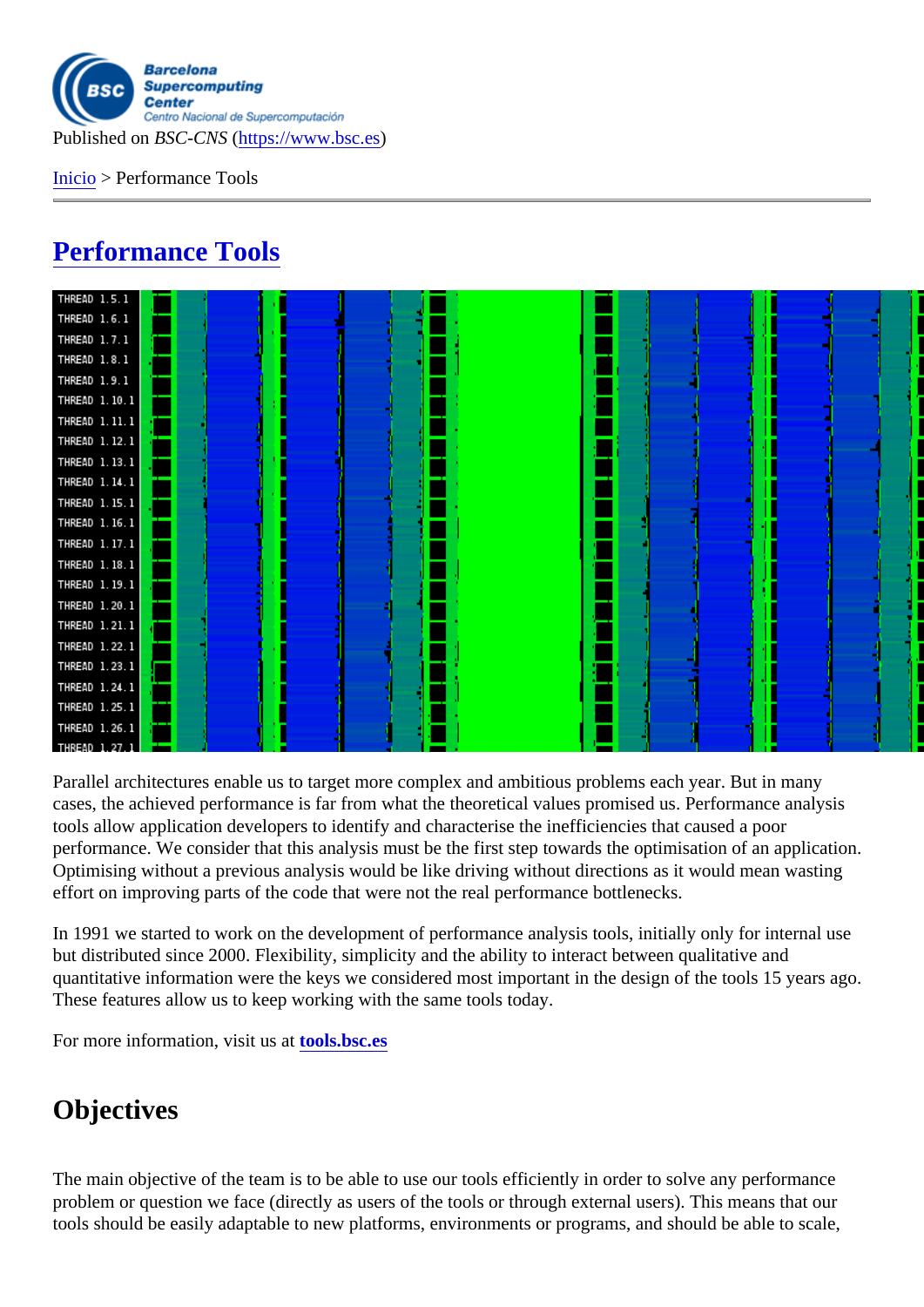Published on *BSC-CNS* (https://www.bsc.es)

Inicio > Performance Tools

# Performance Tools

THREAD 1.5.1
THREAD 1.6.1
THREAD 1.7.1
THREAD 1.8.1
THREAD 1.9.1
THREAD 1.10.1
THREAD 1.11.1
THREAD 1.12.1
THREAD 1.13.1
THREAD 1.14.1
THREAD 1.15.1
THREAD 1.16.1
THREAD 1.17.1
THREAD 1.18.1
THREAD 1.19.1
THREAD 1.20.1
THREAD 1.21.1
THREAD 1.22.1
THREAD 1.23.1
THREAD 1.24.1
THREAD 1.25.1
THREAD 1.26.1
THREAD 1.27.1

Parallel architectures enable us to target more complex and ambitious problems each year. But in many cases, the achieved performance is far from what the theoretical values promised us. Performance analysis tools allow application developers to identify and characterise the inefficiencies that caused a poor performance. We consider that this analysis must be the first step towards the optimisation of an application. Optimising without a previous analysis would be like driving without directions as it would mean wasting effort on improving parts of the code that were not the real performance bottlenecks.

In 1991 we started to work on the development of performance analysis tools, initially only for internal use but distributed since 2000. Flexibility, simplicity and the ability to interact between qualitative and quantitative information were the keys we considered most important in the design of the tools 15 years ago. These features allow us to keep working with the same tools today.

For more information, visit us at tools.bsc.es

## Objectives

The main objective of the team is to be able to use our tools efficiently in order to solve any performance problem or question we face (directly as users of the tools or through external users). This means that our tools should be easily adaptable to new platforms, environments or programs, and should be able to scale,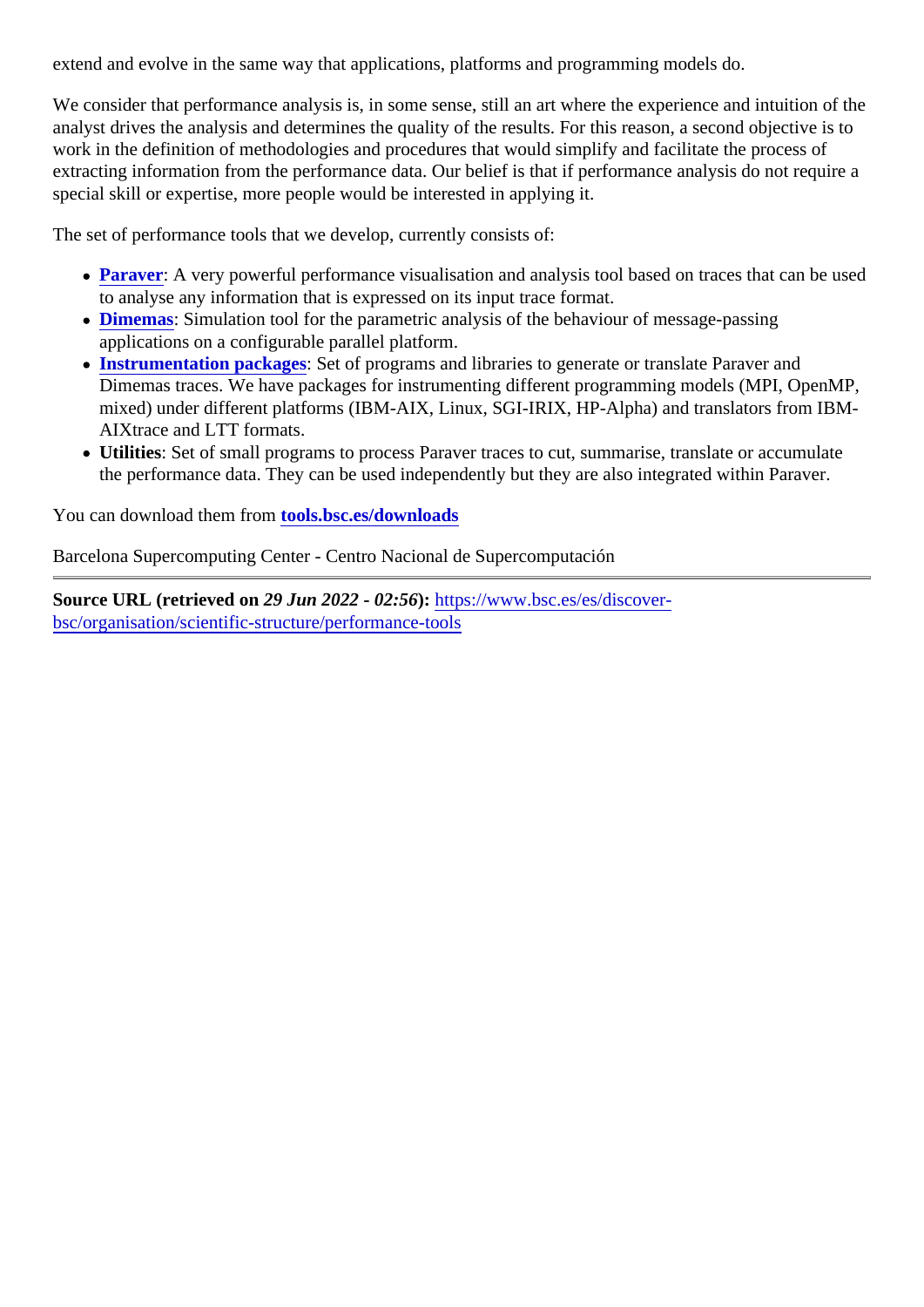extend and evolve in the same way that applications, platforms and programming models do.

We consider that performance analysis is, in some sense, still an art where the experience and intuition of the analyst drives the analysis and determines the quality of the results. For this reason, a second objective is to work in the definition of methodologies and procedures that would simplify and facilitate the process of extracting information from the performance data. Our belief is that if performance analysis do not require a special skill or expertise, more people would be interested in applying it.

The set of performance tools that we develop, currently consists of:

- **Paraver**: A very powerful performance visualisation and analysis tool based on traces that can be used to analyse any information that is expressed on its input trace format.
- **Dimemas**: Simulation tool for the parametric analysis of the behaviour of message-passing applications on a configurable parallel platform.
- **Instrumentation packages**: Set of programs and libraries to generate or translate Paraver and Dimemas traces. We have packages for instrumenting different programming models (MPI, OpenMP, mixed) under different platforms (IBM-AIX, Linux, SGI-IRIX, HP-Alpha) and translators from IBM-AIXtrace and LTT formats.
- **Utilities**: Set of small programs to process Paraver traces to cut, summarise, translate or accumulate the performance data. They can be used independently but they are also integrated within Paraver.

You can download them from **tools.bsc.es/downloads**

Barcelona Supercomputing Center - Centro Nacional de Supercomputación

---

**Source URL (retrieved on *29 Jun 2022 - 02:56*):** https://www.bsc.es/es/discover-bsc/organisation/scientific-structure/performance-tools